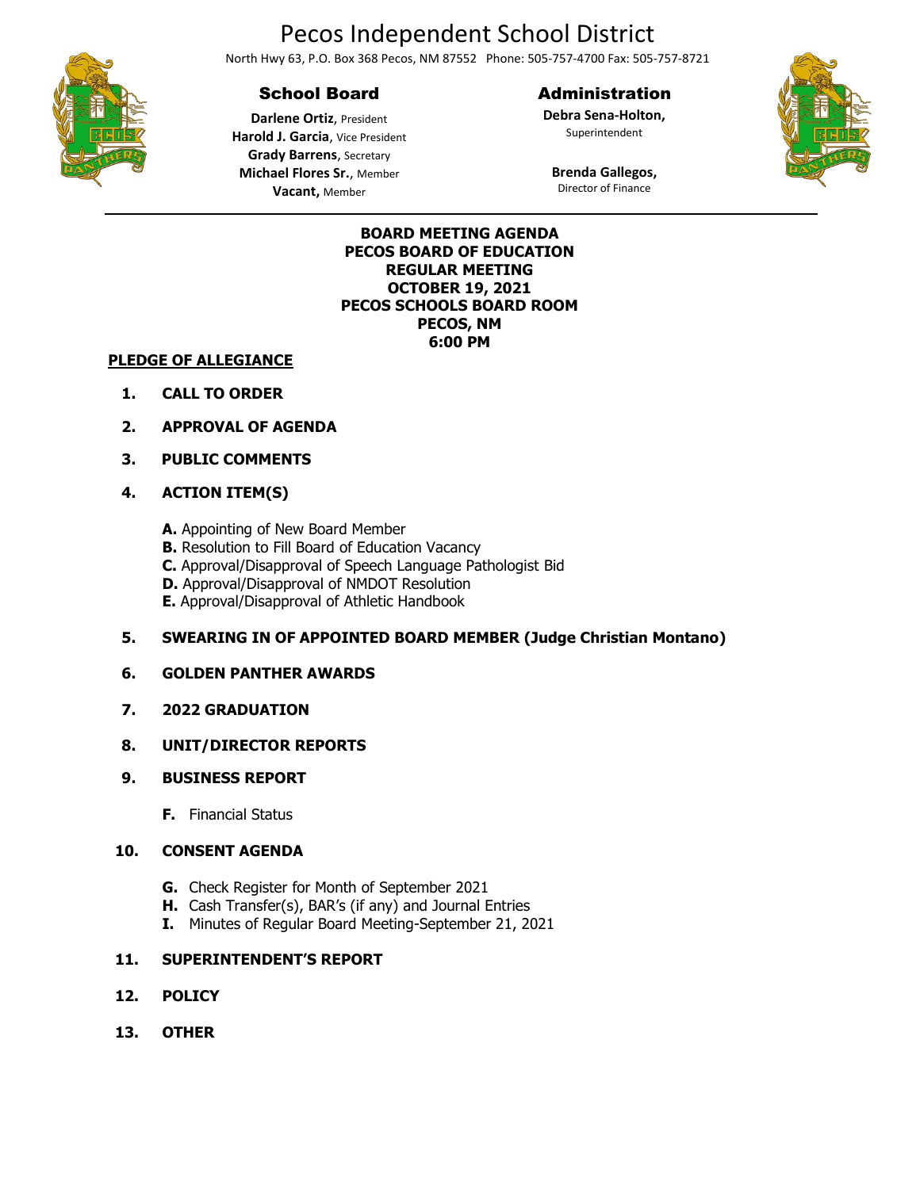# Pecos Independent School District

North Hwy 63, P.O. Box 368 Pecos, NM 87552 Phone: 505-757-4700 Fax: 505-757-8721

## School Board

**Darlene Ortiz**, President
**Harold J. Garcia**, Vice President
**Grady Barrens**, Secretary
**Michael Flores Sr.**, Member
**Vacant,** Member

## Administration

**Debra Sena-Holton,**
Superintendent

**Brenda Gallegos,**
Director of Finance

---

**BOARD MEETING AGENDA**
**PECOS BOARD OF EDUCATION**
**REGULAR MEETING**
**OCTOBER 19, 2021**
**PECOS SCHOOLS BOARD ROOM**
**PECOS, NM**
**6:00 PM**

**PLEDGE OF ALLEGIANCE**

1. **CALL TO ORDER**

2. **APPROVAL OF AGENDA**

3. **PUBLIC COMMENTS**

4. **ACTION ITEM(S)**

   **A.** Appointing of New Board Member
   **B.** Resolution to Fill Board of Education Vacancy
   **C.** Approval/Disapproval of Speech Language Pathologist Bid
   **D.** Approval/Disapproval of NMDOT Resolution
   **E.** Approval/Disapproval of Athletic Handbook

5. **SWEARING IN OF APPOINTED BOARD MEMBER (Judge Christian Montano)**

6. **GOLDEN PANTHER AWARDS**

7. **2022 GRADUATION**

8. **UNIT/DIRECTOR REPORTS**

9. **BUSINESS REPORT**

   **F.** Financial Status

10. **CONSENT AGENDA**

    **G.** Check Register for Month of September 2021
    **H.** Cash Transfer(s), BAR's (if any) and Journal Entries
    **I.** Minutes of Regular Board Meeting-September 21, 2021

11. **SUPERINTENDENT'S REPORT**

12. **POLICY**

13. **OTHER**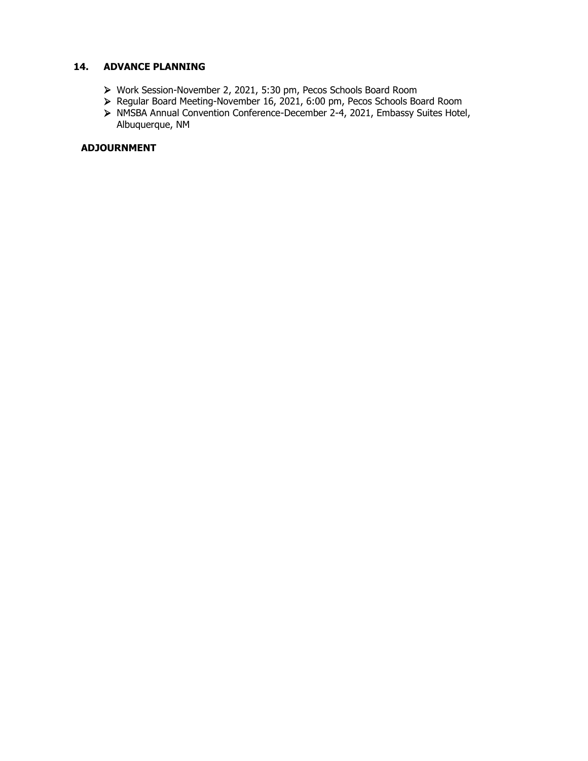## 14. ADVANCE PLANNING

- Work Session-November 2, 2021, 5:30 pm, Pecos Schools Board Room
- Regular Board Meeting-November 16, 2021, 6:00 pm, Pecos Schools Board Room
- NMSBA Annual Convention Conference-December 2-4, 2021, Embassy Suites Hotel, Albuquerque, NM

## ADJOURNMENT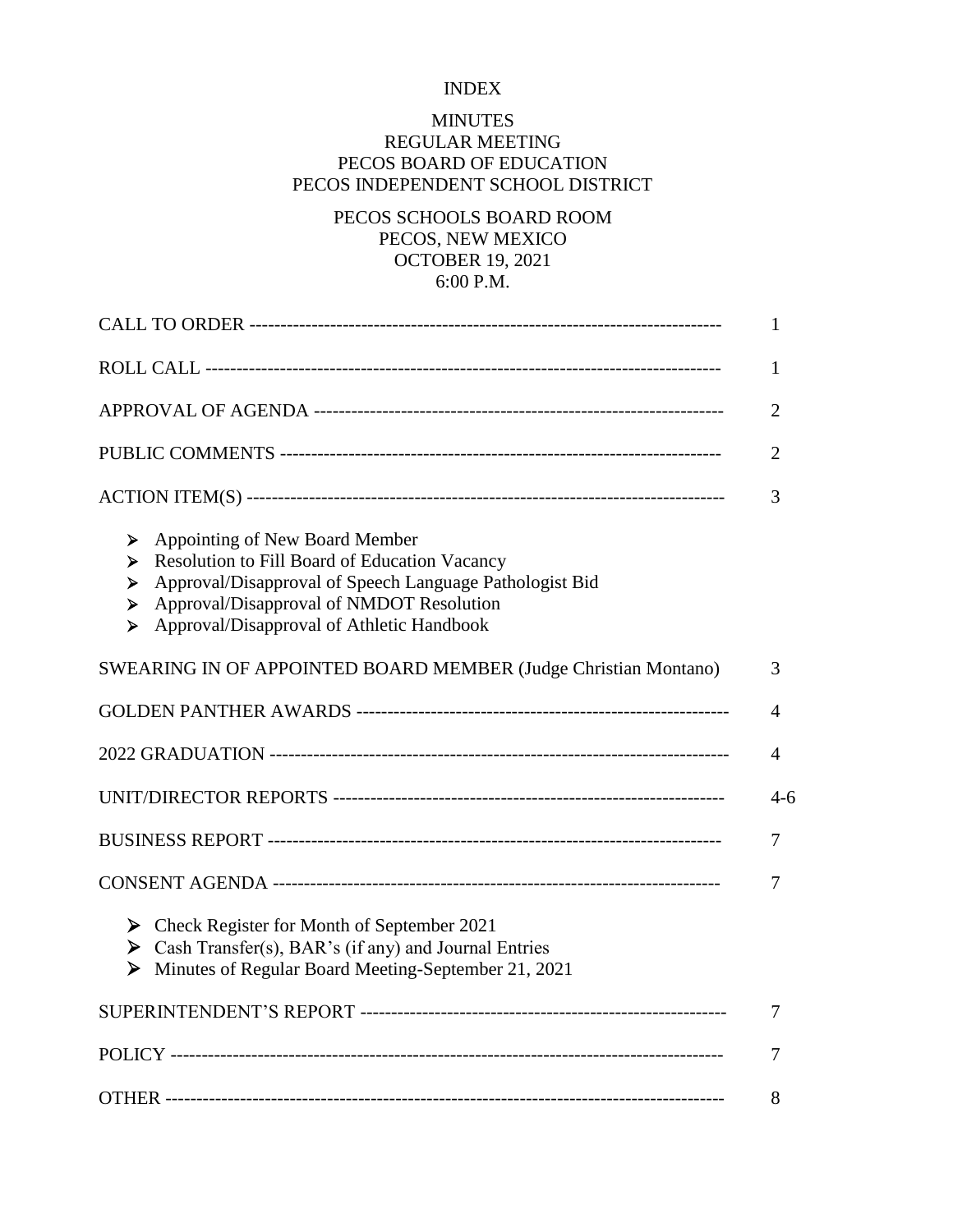# INDEX

## MINUTES
## REGULAR MEETING
## PECOS BOARD OF EDUCATION
## PECOS INDEPENDENT SCHOOL DISTRICT

PECOS SCHOOLS BOARD ROOM
PECOS, NEW MEXICO
OCTOBER 19, 2021
6:00 P.M.

| | |
|---|---|
| CALL TO ORDER ---------------------------------------------------------------------------- | 1 |
| ROLL CALL -------------------------------------------------------------------------------- | 1 |
| APPROVAL OF AGENDA ---------------------------------------------------------------- | 2 |
| PUBLIC COMMENTS --------------------------------------------------------------------- | 2 |
| ACTION ITEM(S) ---------------------------------------------------------------------------- | 3 |

- Appointing of New Board Member
- Resolution to Fill Board of Education Vacancy
- Approval/Disapproval of Speech Language Pathologist Bid
- Approval/Disapproval of NMDOT Resolution
- Approval/Disapproval of Athletic Handbook

| | |
|---|---|
| SWEARING IN OF APPOINTED BOARD MEMBER (Judge Christian Montano) | 3 |
| GOLDEN PANTHER AWARDS ----------------------------------------------------------- | 4 |
| 2022 GRADUATION ------------------------------------------------------------------------ | 4 |
| UNIT/DIRECTOR REPORTS -------------------------------------------------------------- | 4-6 |
| BUSINESS REPORT ------------------------------------------------------------------------ | 7 |
| CONSENT AGENDA ----------------------------------------------------------------------- | 7 |

- Check Register for Month of September 2021
- Cash Transfer(s), BAR's (if any) and Journal Entries
- Minutes of Regular Board Meeting-September 21, 2021

| | |
|---|---|
| SUPERINTENDENT'S REPORT --------------------------------------------------------- | 7 |
| POLICY ------------------------------------------------------------------------------------- | 7 |
| OTHER -------------------------------------------------------------------------------------- | 8 |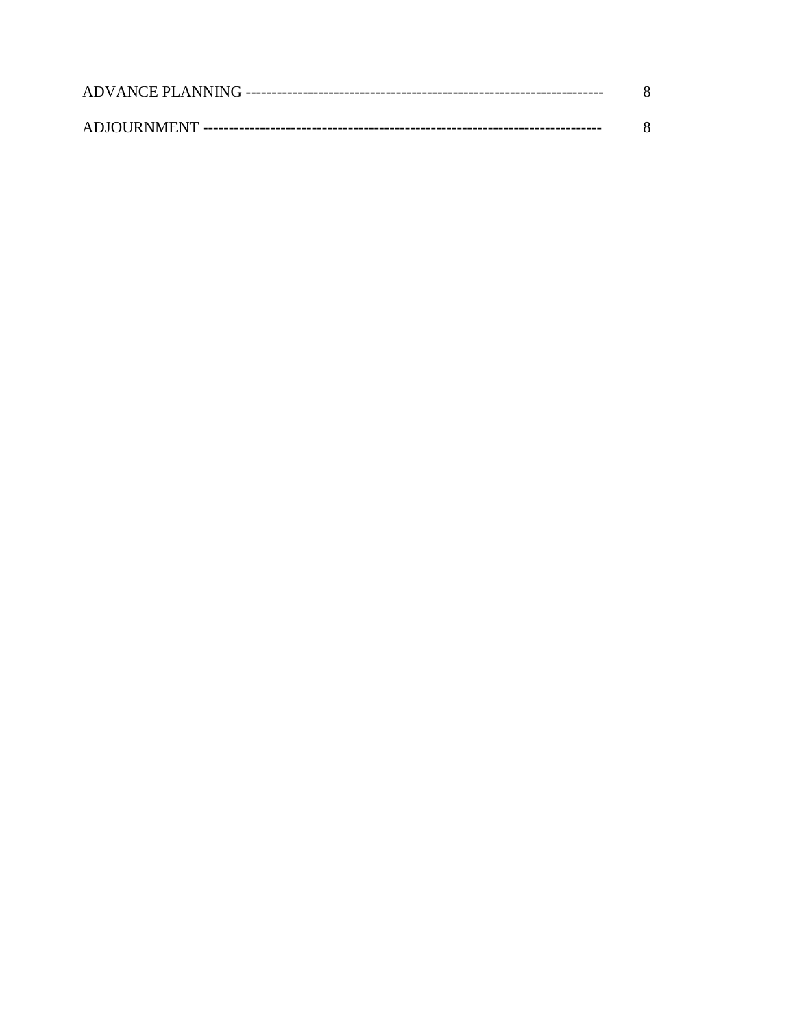ADVANCE PLANNING ------------------------------------------------------------------- 8

ADJOURNMENT ------------------------------------------------------------------------- 8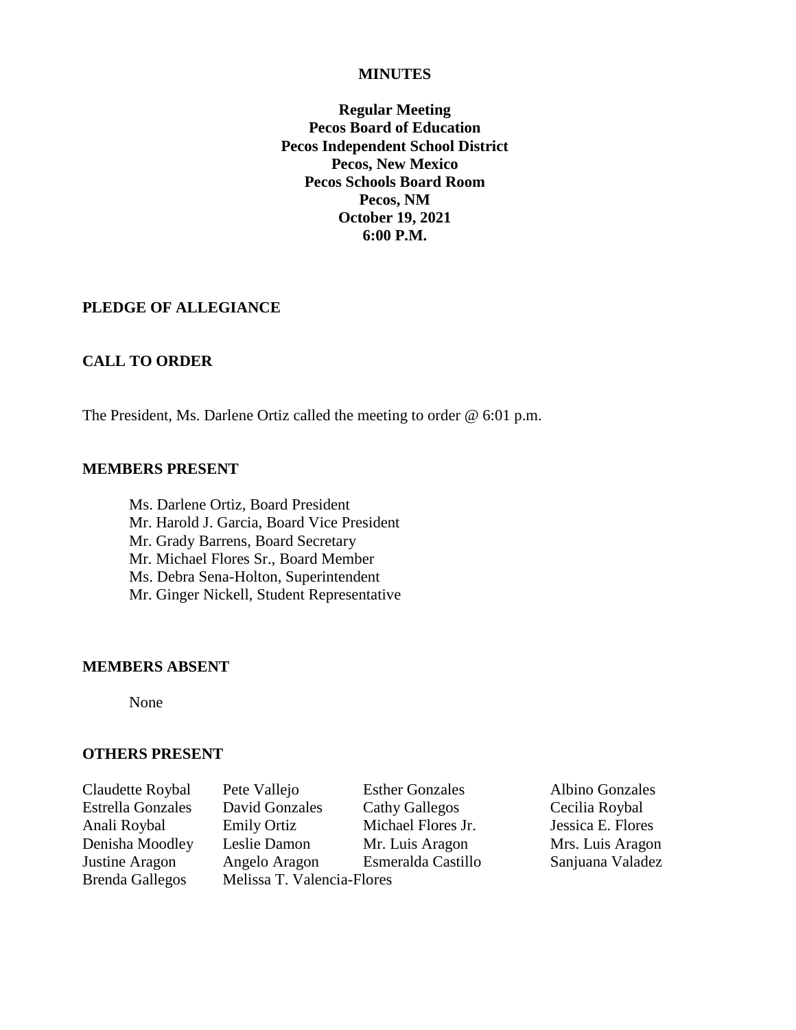**MINUTES**

**Regular Meeting**
**Pecos Board of Education**
**Pecos Independent School District**
**Pecos, New Mexico**
**Pecos Schools Board Room**
**Pecos, NM**
**October 19, 2021**
**6:00 P.M.**

## PLEDGE OF ALLEGIANCE

## CALL TO ORDER

The President, Ms. Darlene Ortiz called the meeting to order @ 6:01 p.m.

## MEMBERS PRESENT

Ms. Darlene Ortiz, Board President
Mr. Harold J. Garcia, Board Vice President
Mr. Grady Barrens, Board Secretary
Mr. Michael Flores Sr., Board Member
Ms. Debra Sena-Holton, Superintendent
Mr. Ginger Nickell, Student Representative

## MEMBERS ABSENT

None

## OTHERS PRESENT

| | | | |
|---|---|---|---|
| Claudette Roybal | Pete Vallejo | Esther Gonzales | Albino Gonzales |
| Estrella Gonzales | David Gonzales | Cathy Gallegos | Cecilia Roybal |
| Anali Roybal | Emily Ortiz | Michael Flores Jr. | Jessica E. Flores |
| Denisha Moodley | Leslie Damon | Mr. Luis Aragon | Mrs. Luis Aragon |
| Justine Aragon | Angelo Aragon | Esmeralda Castillo | Sanjuana Valadez |
| Brenda Gallegos | Melissa T. Valencia-Flores | | |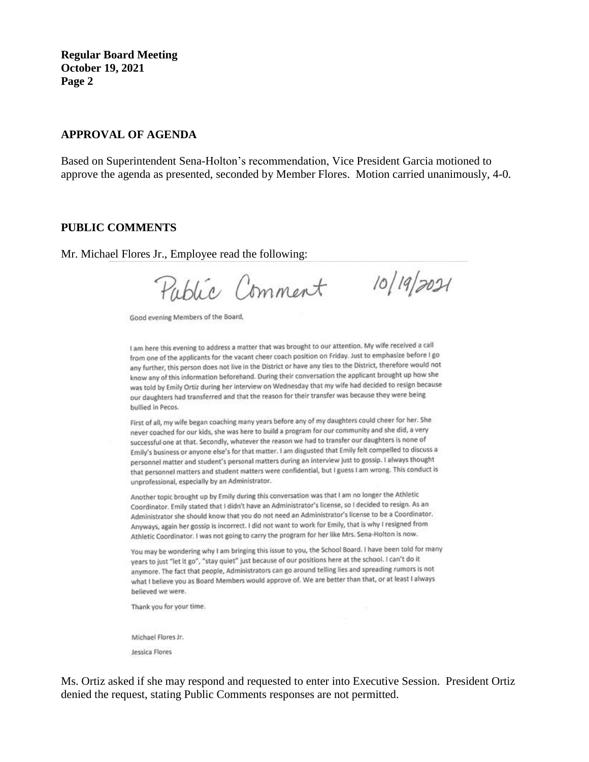## APPROVAL OF AGENDA

Based on Superintendent Sena-Holton's recommendation, Vice President Garcia motioned to approve the agenda as presented, seconded by Member Flores. Motion carried unanimously, 4-0.

## PUBLIC COMMENTS

Mr. Michael Flores Jr., Employee read the following:

Public Comment 10/19/2021

Good evening Members of the Board,

I am here this evening to address a matter that was brought to our attention. My wife received a call from one of the applicants for the vacant cheer coach position on Friday. Just to emphasize before I go any further, this person does not live in the District or have any ties to the District, therefore would not know any of this information beforehand. During their conversation the applicant brought up how she was told by Emily Ortiz during her interview on Wednesday that my wife had decided to resign because our daughters had transferred and that the reason for their transfer was because they were being bullied in Pecos.

First of all, my wife began coaching many years before any of my daughters could cheer for her. She never coached for our kids, she was here to build a program for our community and she did, a very successful one at that. Secondly, whatever the reason we had to transfer our daughters is none of Emily's business or anyone else's for that matter. I am disgusted that Emily felt compelled to discuss a personnel matter and student's personal matters during an interview just to gossip. I always thought that personnel matters and student matters were confidential, but I guess I am wrong. This conduct is unprofessional, especially by an Administrator.

Another topic brought up by Emily during this conversation was that I am no longer the Athletic Coordinator. Emily stated that I didn't have an Administrator's license, so I decided to resign. As an Administrator she should know that you do not need an Administrator's license to be a Coordinator. Anyways, again her gossip is incorrect. I did not want to work for Emily, that is why I resigned from Athletic Coordinator. I was not going to carry the program for her like Mrs. Sena-Holton is now.

You may be wondering why I am bringing this issue to you, the School Board. I have been told for many years to just "let it go", "stay quiet" just because of our positions here at the school. I can't do it anymore. The fact that people, Administrators can go around telling lies and spreading rumors is not what I believe you as Board Members would approve of. We are better than that, or at least I always believed we were.

Thank you for your time.

Michael Flores Jr.

Jessica Flores

Ms. Ortiz asked if she may respond and requested to enter into Executive Session. President Ortiz denied the request, stating Public Comments responses are not permitted.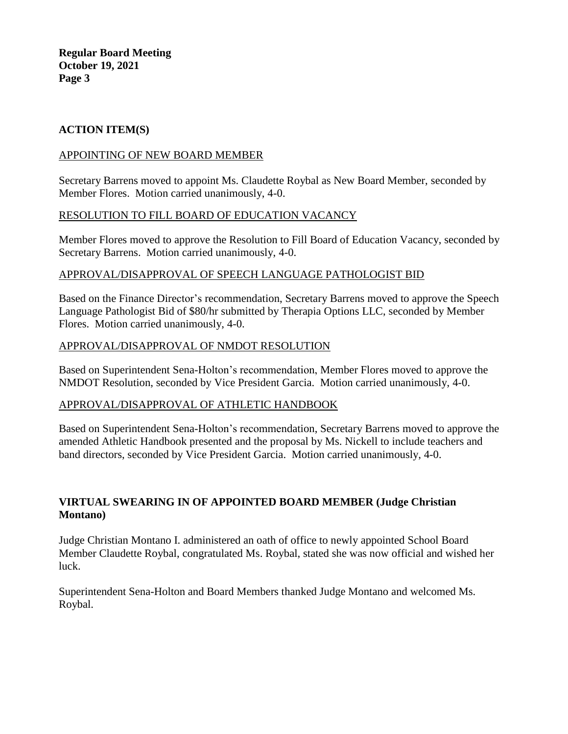## ACTION ITEM(S)

### APPOINTING OF NEW BOARD MEMBER

Secretary Barrens moved to appoint Ms. Claudette Roybal as New Board Member, seconded by Member Flores. Motion carried unanimously, 4-0.

### RESOLUTION TO FILL BOARD OF EDUCATION VACANCY

Member Flores moved to approve the Resolution to Fill Board of Education Vacancy, seconded by Secretary Barrens. Motion carried unanimously, 4-0.

### APPROVAL/DISAPPROVAL OF SPEECH LANGUAGE PATHOLOGIST BID

Based on the Finance Director's recommendation, Secretary Barrens moved to approve the Speech Language Pathologist Bid of $80/hr submitted by Therapia Options LLC, seconded by Member Flores. Motion carried unanimously, 4-0.

### APPROVAL/DISAPPROVAL OF NMDOT RESOLUTION

Based on Superintendent Sena-Holton's recommendation, Member Flores moved to approve the NMDOT Resolution, seconded by Vice President Garcia. Motion carried unanimously, 4-0.

### APPROVAL/DISAPPROVAL OF ATHLETIC HANDBOOK

Based on Superintendent Sena-Holton's recommendation, Secretary Barrens moved to approve the amended Athletic Handbook presented and the proposal by Ms. Nickell to include teachers and band directors, seconded by Vice President Garcia. Motion carried unanimously, 4-0.

## VIRTUAL SWEARING IN OF APPOINTED BOARD MEMBER (Judge Christian Montano)

Judge Christian Montano I. administered an oath of office to newly appointed School Board Member Claudette Roybal, congratulated Ms. Roybal, stated she was now official and wished her luck.

Superintendent Sena-Holton and Board Members thanked Judge Montano and welcomed Ms. Roybal.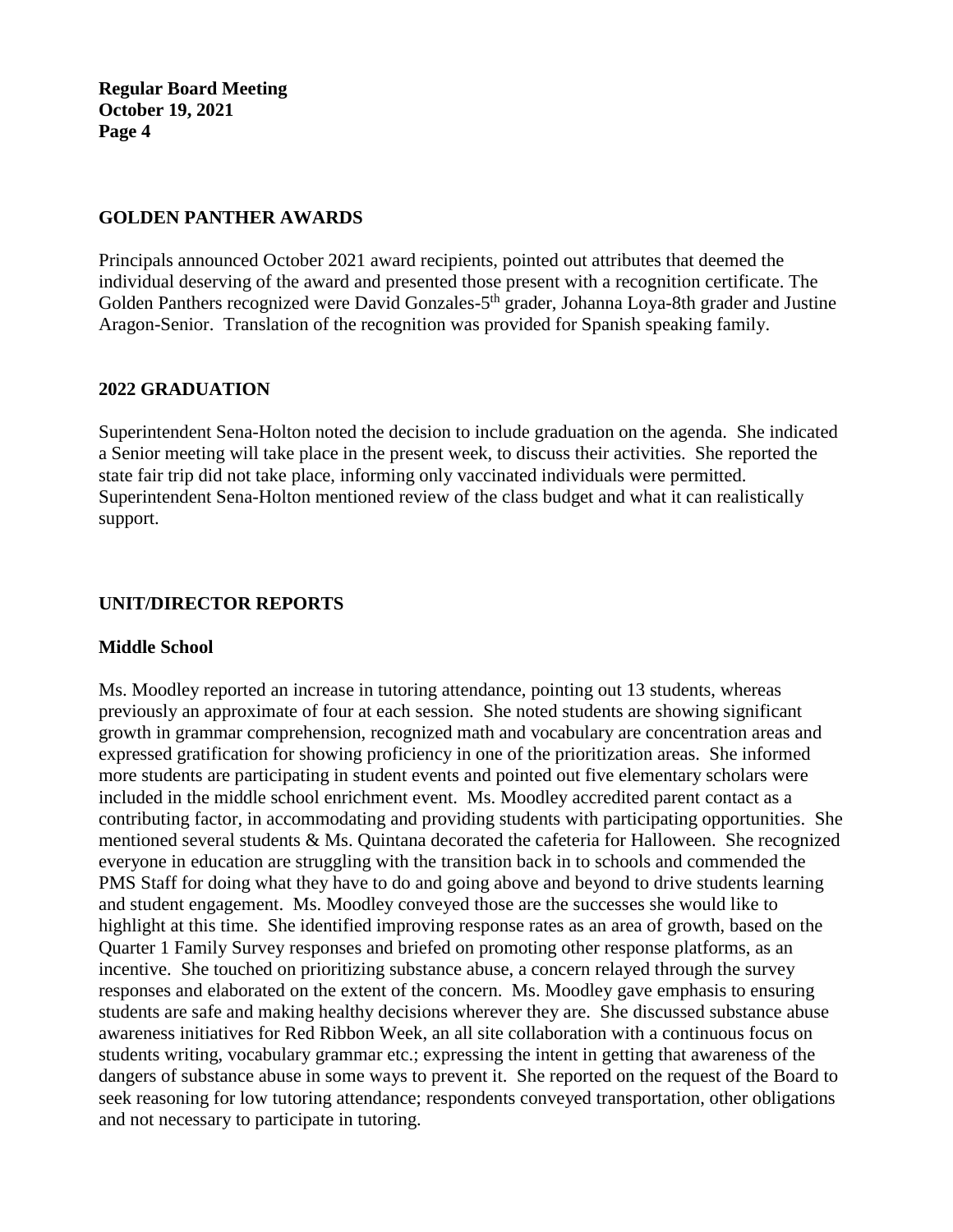## GOLDEN PANTHER AWARDS

Principals announced October 2021 award recipients, pointed out attributes that deemed the individual deserving of the award and presented those present with a recognition certificate. The Golden Panthers recognized were David Gonzales-5th grader, Johanna Loya-8th grader and Justine Aragon-Senior. Translation of the recognition was provided for Spanish speaking family.

## 2022 GRADUATION

Superintendent Sena-Holton noted the decision to include graduation on the agenda. She indicated a Senior meeting will take place in the present week, to discuss their activities. She reported the state fair trip did not take place, informing only vaccinated individuals were permitted. Superintendent Sena-Holton mentioned review of the class budget and what it can realistically support.

## UNIT/DIRECTOR REPORTS

### Middle School

Ms. Moodley reported an increase in tutoring attendance, pointing out 13 students, whereas previously an approximate of four at each session. She noted students are showing significant growth in grammar comprehension, recognized math and vocabulary are concentration areas and expressed gratification for showing proficiency in one of the prioritization areas. She informed more students are participating in student events and pointed out five elementary scholars were included in the middle school enrichment event. Ms. Moodley accredited parent contact as a contributing factor, in accommodating and providing students with participating opportunities. She mentioned several students & Ms. Quintana decorated the cafeteria for Halloween. She recognized everyone in education are struggling with the transition back in to schools and commended the PMS Staff for doing what they have to do and going above and beyond to drive students learning and student engagement. Ms. Moodley conveyed those are the successes she would like to highlight at this time. She identified improving response rates as an area of growth, based on the Quarter 1 Family Survey responses and briefed on promoting other response platforms, as an incentive. She touched on prioritizing substance abuse, a concern relayed through the survey responses and elaborated on the extent of the concern. Ms. Moodley gave emphasis to ensuring students are safe and making healthy decisions wherever they are. She discussed substance abuse awareness initiatives for Red Ribbon Week, an all site collaboration with a continuous focus on students writing, vocabulary grammar etc.; expressing the intent in getting that awareness of the dangers of substance abuse in some ways to prevent it. She reported on the request of the Board to seek reasoning for low tutoring attendance; respondents conveyed transportation, other obligations and not necessary to participate in tutoring.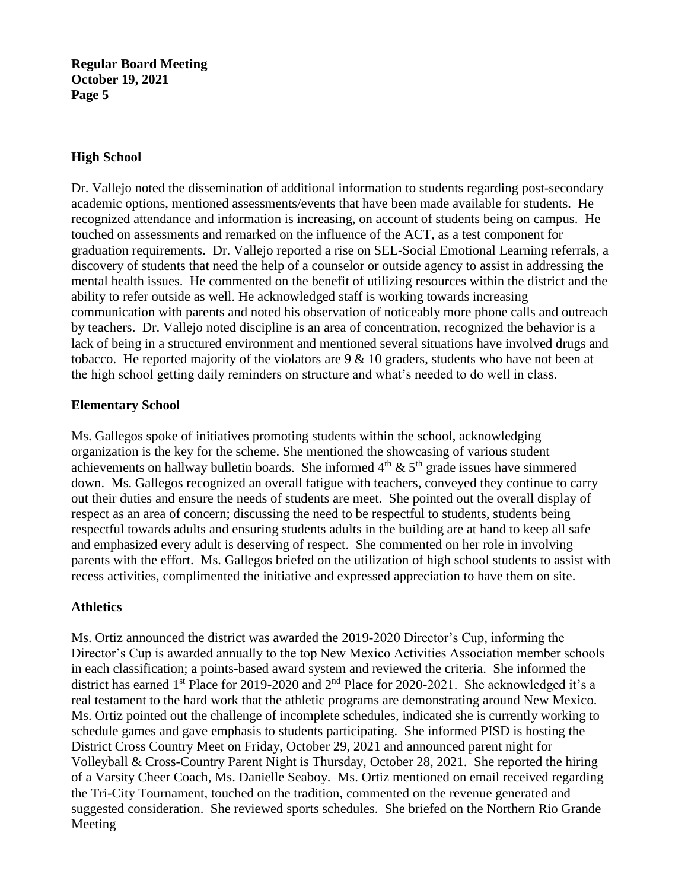## High School

Dr. Vallejo noted the dissemination of additional information to students regarding post-secondary academic options, mentioned assessments/events that have been made available for students. He recognized attendance and information is increasing, on account of students being on campus. He touched on assessments and remarked on the influence of the ACT, as a test component for graduation requirements. Dr. Vallejo reported a rise on SEL-Social Emotional Learning referrals, a discovery of students that need the help of a counselor or outside agency to assist in addressing the mental health issues. He commented on the benefit of utilizing resources within the district and the ability to refer outside as well. He acknowledged staff is working towards increasing communication with parents and noted his observation of noticeably more phone calls and outreach by teachers. Dr. Vallejo noted discipline is an area of concentration, recognized the behavior is a lack of being in a structured environment and mentioned several situations have involved drugs and tobacco. He reported majority of the violators are 9 & 10 graders, students who have not been at the high school getting daily reminders on structure and what's needed to do well in class.

## Elementary School

Ms. Gallegos spoke of initiatives promoting students within the school, acknowledging organization is the key for the scheme. She mentioned the showcasing of various student achievements on hallway bulletin boards. She informed 4th & 5th grade issues have simmered down. Ms. Gallegos recognized an overall fatigue with teachers, conveyed they continue to carry out their duties and ensure the needs of students are meet. She pointed out the overall display of respect as an area of concern; discussing the need to be respectful to students, students being respectful towards adults and ensuring students adults in the building are at hand to keep all safe and emphasized every adult is deserving of respect. She commented on her role in involving parents with the effort. Ms. Gallegos briefed on the utilization of high school students to assist with recess activities, complimented the initiative and expressed appreciation to have them on site.

## Athletics

Ms. Ortiz announced the district was awarded the 2019-2020 Director's Cup, informing the Director's Cup is awarded annually to the top New Mexico Activities Association member schools in each classification; a points-based award system and reviewed the criteria. She informed the district has earned 1st Place for 2019-2020 and 2nd Place for 2020-2021. She acknowledged it's a real testament to the hard work that the athletic programs are demonstrating around New Mexico. Ms. Ortiz pointed out the challenge of incomplete schedules, indicated she is currently working to schedule games and gave emphasis to students participating. She informed PISD is hosting the District Cross Country Meet on Friday, October 29, 2021 and announced parent night for Volleyball & Cross-Country Parent Night is Thursday, October 28, 2021. She reported the hiring of a Varsity Cheer Coach, Ms. Danielle Seaboy. Ms. Ortiz mentioned on email received regarding the Tri-City Tournament, touched on the tradition, commented on the revenue generated and suggested consideration. She reviewed sports schedules. She briefed on the Northern Rio Grande Meeting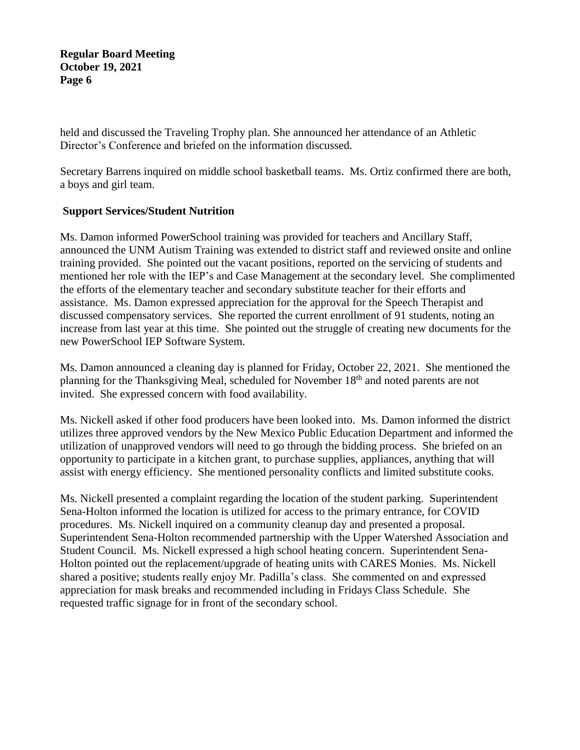held and discussed the Traveling Trophy plan. She announced her attendance of an Athletic Director's Conference and briefed on the information discussed.

Secretary Barrens inquired on middle school basketball teams. Ms. Ortiz confirmed there are both, a boys and girl team.

**Support Services/Student Nutrition**

Ms. Damon informed PowerSchool training was provided for teachers and Ancillary Staff, announced the UNM Autism Training was extended to district staff and reviewed onsite and online training provided. She pointed out the vacant positions, reported on the servicing of students and mentioned her role with the IEP's and Case Management at the secondary level. She complimented the efforts of the elementary teacher and secondary substitute teacher for their efforts and assistance. Ms. Damon expressed appreciation for the approval for the Speech Therapist and discussed compensatory services. She reported the current enrollment of 91 students, noting an increase from last year at this time. She pointed out the struggle of creating new documents for the new PowerSchool IEP Software System.

Ms. Damon announced a cleaning day is planned for Friday, October 22, 2021. She mentioned the planning for the Thanksgiving Meal, scheduled for November 18th and noted parents are not invited. She expressed concern with food availability.

Ms. Nickell asked if other food producers have been looked into. Ms. Damon informed the district utilizes three approved vendors by the New Mexico Public Education Department and informed the utilization of unapproved vendors will need to go through the bidding process. She briefed on an opportunity to participate in a kitchen grant, to purchase supplies, appliances, anything that will assist with energy efficiency. She mentioned personality conflicts and limited substitute cooks.

Ms. Nickell presented a complaint regarding the location of the student parking. Superintendent Sena-Holton informed the location is utilized for access to the primary entrance, for COVID procedures. Ms. Nickell inquired on a community cleanup day and presented a proposal. Superintendent Sena-Holton recommended partnership with the Upper Watershed Association and Student Council. Ms. Nickell expressed a high school heating concern. Superintendent Sena-Holton pointed out the replacement/upgrade of heating units with CARES Monies. Ms. Nickell shared a positive; students really enjoy Mr. Padilla's class. She commented on and expressed appreciation for mask breaks and recommended including in Fridays Class Schedule. She requested traffic signage for in front of the secondary school.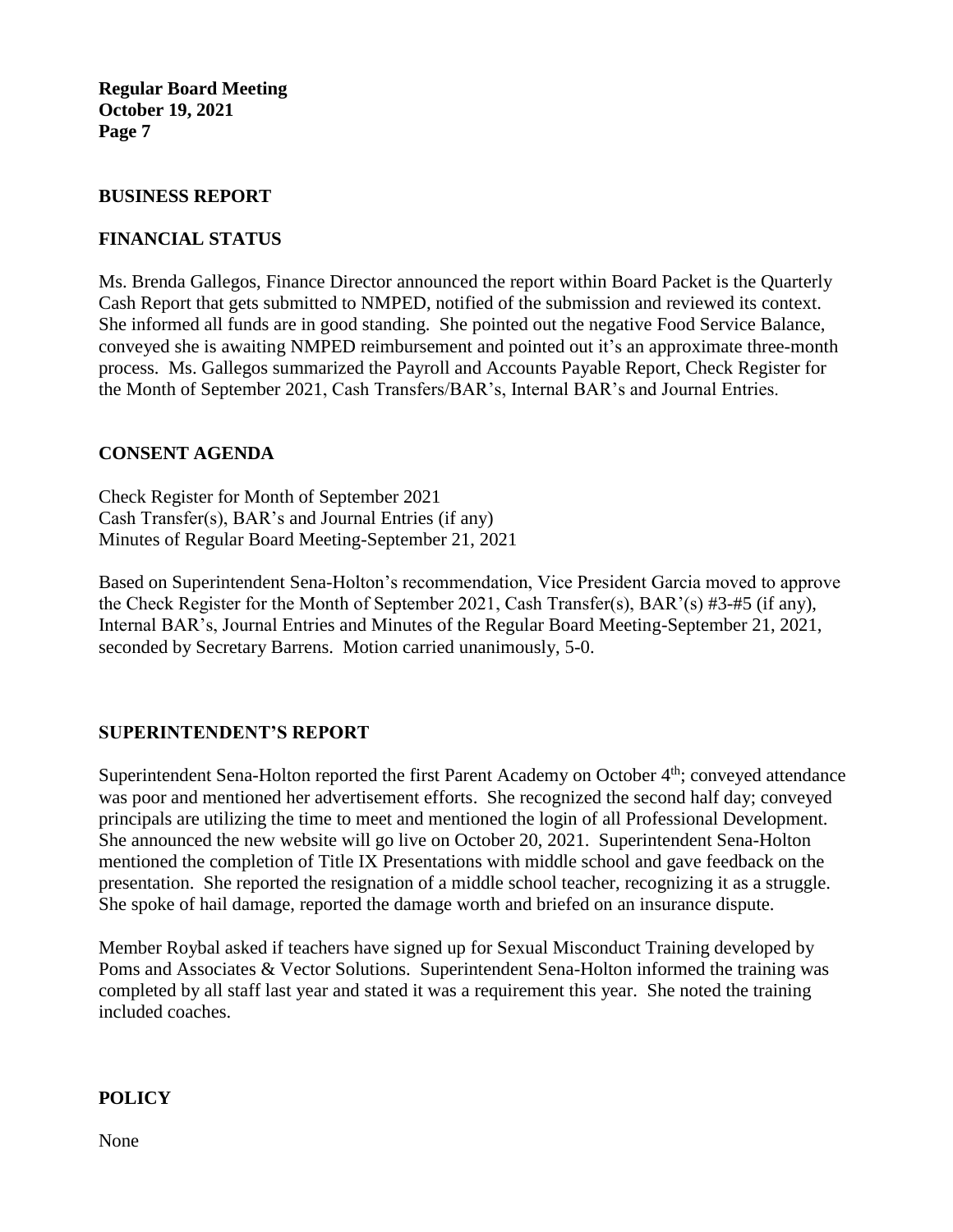## BUSINESS REPORT

### FINANCIAL STATUS

Ms. Brenda Gallegos, Finance Director announced the report within Board Packet is the Quarterly Cash Report that gets submitted to NMPED, notified of the submission and reviewed its context. She informed all funds are in good standing. She pointed out the negative Food Service Balance, conveyed she is awaiting NMPED reimbursement and pointed out it's an approximate three-month process. Ms. Gallegos summarized the Payroll and Accounts Payable Report, Check Register for the Month of September 2021, Cash Transfers/BAR's, Internal BAR's and Journal Entries.

## CONSENT AGENDA

Check Register for Month of September 2021
Cash Transfer(s), BAR's and Journal Entries (if any)
Minutes of Regular Board Meeting-September 21, 2021

Based on Superintendent Sena-Holton's recommendation, Vice President Garcia moved to approve the Check Register for the Month of September 2021, Cash Transfer(s), BAR'(s) #3-#5 (if any), Internal BAR's, Journal Entries and Minutes of the Regular Board Meeting-September 21, 2021, seconded by Secretary Barrens. Motion carried unanimously, 5-0.

## SUPERINTENDENT'S REPORT

Superintendent Sena-Holton reported the first Parent Academy on October 4th; conveyed attendance was poor and mentioned her advertisement efforts. She recognized the second half day; conveyed principals are utilizing the time to meet and mentioned the login of all Professional Development. She announced the new website will go live on October 20, 2021. Superintendent Sena-Holton mentioned the completion of Title IX Presentations with middle school and gave feedback on the presentation. She reported the resignation of a middle school teacher, recognizing it as a struggle. She spoke of hail damage, reported the damage worth and briefed on an insurance dispute.

Member Roybal asked if teachers have signed up for Sexual Misconduct Training developed by Poms and Associates & Vector Solutions. Superintendent Sena-Holton informed the training was completed by all staff last year and stated it was a requirement this year. She noted the training included coaches.

## POLICY

None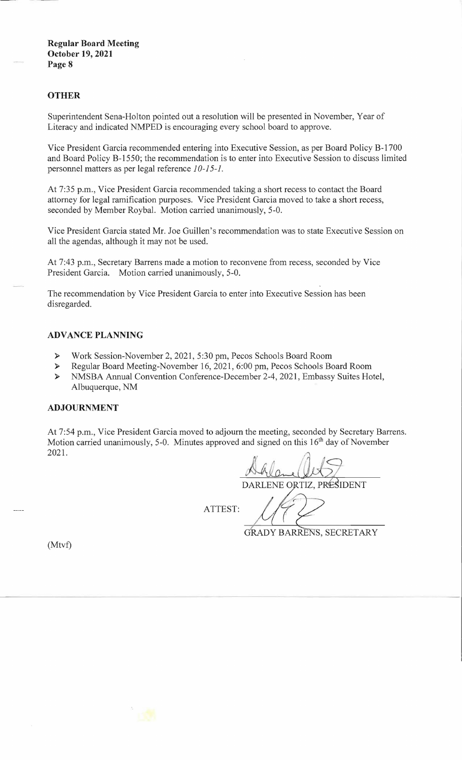## OTHER

Superintendent Sena-Holton pointed out a resolution will be presented in November, Year of Literacy and indicated NMPED is encouraging every school board to approve.

Vice President Garcia recommended entering into Executive Session, as per Board Policy B-1700 and Board Policy B-1550; the recommendation is to enter into Executive Session to discuss limited personnel matters as per legal reference *10-15-1.*

At 7:35 p.m., Vice President Garcia recommended taking a short recess to contact the Board attorney for legal ramification purposes. Vice President Garcia moved to take a short recess, seconded by Member Roybal. Motion carried unanimously, 5-0.

Vice President Garcia stated Mr. Joe Guillen's recommendation was to state Executive Session on all the agendas, although it may not be used.

At 7:43 p.m., Secretary Barrens made a motion to reconvene from recess, seconded by Vice President Garcia. Motion carried unanimously, 5-0.

The recommendation by Vice President Garcia to enter into Executive Session has been disregarded.

## ADVANCE PLANNING

- Work Session-November 2, 2021, 5:30 pm, Pecos Schools Board Room
- Regular Board Meeting-November 16, 2021, 6:00 pm, Pecos Schools Board Room
- NMSBA Annual Convention Conference-December 2-4, 2021, Embassy Suites Hotel, Albuquerque, NM

## ADJOURNMENT

At 7:54 p.m., Vice President Garcia moved to adjourn the meeting, seconded by Secretary Barrens. Motion carried unanimously, 5-0. Minutes approved and signed on this 16th day of November 2021.

DARLENE ORTIZ, PRESIDENT

ATTEST:

GRADY BARRENS, SECRETARY

(Mtvf)